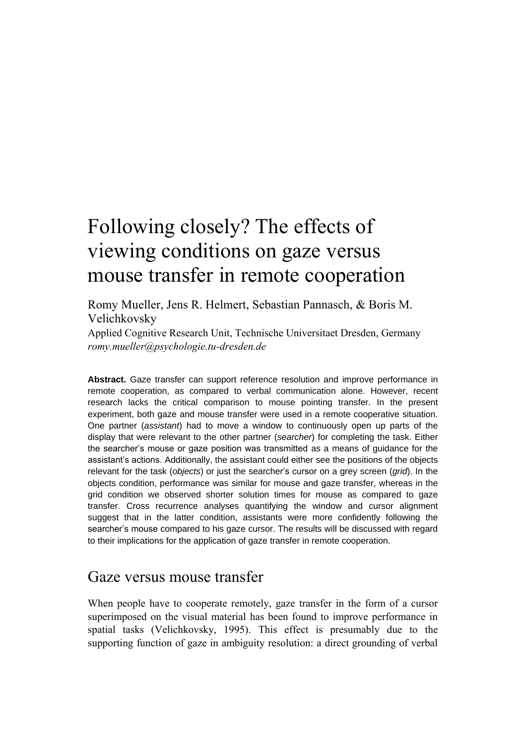# Following closely? The effects of viewing conditions on gaze versus mouse transfer in remote cooperation

Romy Mueller, Jens R. Helmert, Sebastian Pannasch, & Boris M. Velichkovsky

Applied Cognitive Research Unit, Technische Universitaet Dresden, Germany
*romy.mueller@psychologie.tu-dresden.de*

**Abstract.** Gaze transfer can support reference resolution and improve performance in remote cooperation, as compared to verbal communication alone. However, recent research lacks the critical comparison to mouse pointing transfer. In the present experiment, both gaze and mouse transfer were used in a remote cooperative situation. One partner (*assistant*) had to move a window to continuously open up parts of the display that were relevant to the other partner (*searcher*) for completing the task. Either the searcher's mouse or gaze position was transmitted as a means of guidance for the assistant's actions. Additionally, the assistant could either see the positions of the objects relevant for the task (*objects*) or just the searcher's cursor on a grey screen (*grid*). In the objects condition, performance was similar for mouse and gaze transfer, whereas in the grid condition we observed shorter solution times for mouse as compared to gaze transfer. Cross recurrence analyses quantifying the window and cursor alignment suggest that in the latter condition, assistants were more confidently following the searcher's mouse compared to his gaze cursor. The results will be discussed with regard to their implications for the application of gaze transfer in remote cooperation.

## Gaze versus mouse transfer

When people have to cooperate remotely, gaze transfer in the form of a cursor superimposed on the visual material has been found to improve performance in spatial tasks (Velichkovsky, 1995). This effect is presumably due to the supporting function of gaze in ambiguity resolution: a direct grounding of verbal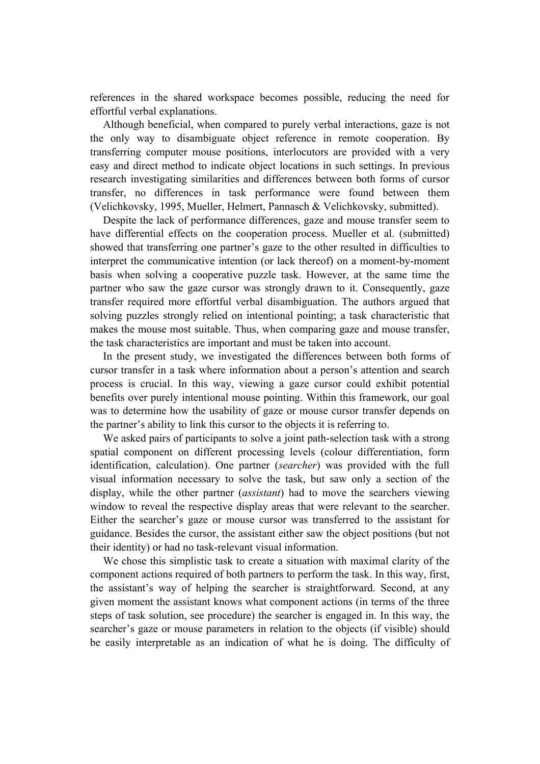references in the shared workspace becomes possible, reducing the need for effortful verbal explanations.

Although beneficial, when compared to purely verbal interactions, gaze is not the only way to disambiguate object reference in remote cooperation. By transferring computer mouse positions, interlocutors are provided with a very easy and direct method to indicate object locations in such settings. In previous research investigating similarities and differences between both forms of cursor transfer, no differences in task performance were found between them (Velichkovsky, 1995, Mueller, Helmert, Pannasch & Velichkovsky, submitted).

Despite the lack of performance differences, gaze and mouse transfer seem to have differential effects on the cooperation process. Mueller et al. (submitted) showed that transferring one partner's gaze to the other resulted in difficulties to interpret the communicative intention (or lack thereof) on a moment-by-moment basis when solving a cooperative puzzle task. However, at the same time the partner who saw the gaze cursor was strongly drawn to it. Consequently, gaze transfer required more effortful verbal disambiguation. The authors argued that solving puzzles strongly relied on intentional pointing; a task characteristic that makes the mouse most suitable. Thus, when comparing gaze and mouse transfer, the task characteristics are important and must be taken into account.

In the present study, we investigated the differences between both forms of cursor transfer in a task where information about a person's attention and search process is crucial. In this way, viewing a gaze cursor could exhibit potential benefits over purely intentional mouse pointing. Within this framework, our goal was to determine how the usability of gaze or mouse cursor transfer depends on the partner's ability to link this cursor to the objects it is referring to.

We asked pairs of participants to solve a joint path-selection task with a strong spatial component on different processing levels (colour differentiation, form identification, calculation). One partner (*searcher*) was provided with the full visual information necessary to solve the task, but saw only a section of the display, while the other partner (*assistant*) had to move the searchers viewing window to reveal the respective display areas that were relevant to the searcher. Either the searcher's gaze or mouse cursor was transferred to the assistant for guidance. Besides the cursor, the assistant either saw the object positions (but not their identity) or had no task-relevant visual information.

We chose this simplistic task to create a situation with maximal clarity of the component actions required of both partners to perform the task. In this way, first, the assistant's way of helping the searcher is straightforward. Second, at any given moment the assistant knows what component actions (in terms of the three steps of task solution, see procedure) the searcher is engaged in. In this way, the searcher's gaze or mouse parameters in relation to the objects (if visible) should be easily interpretable as an indication of what he is doing. The difficulty of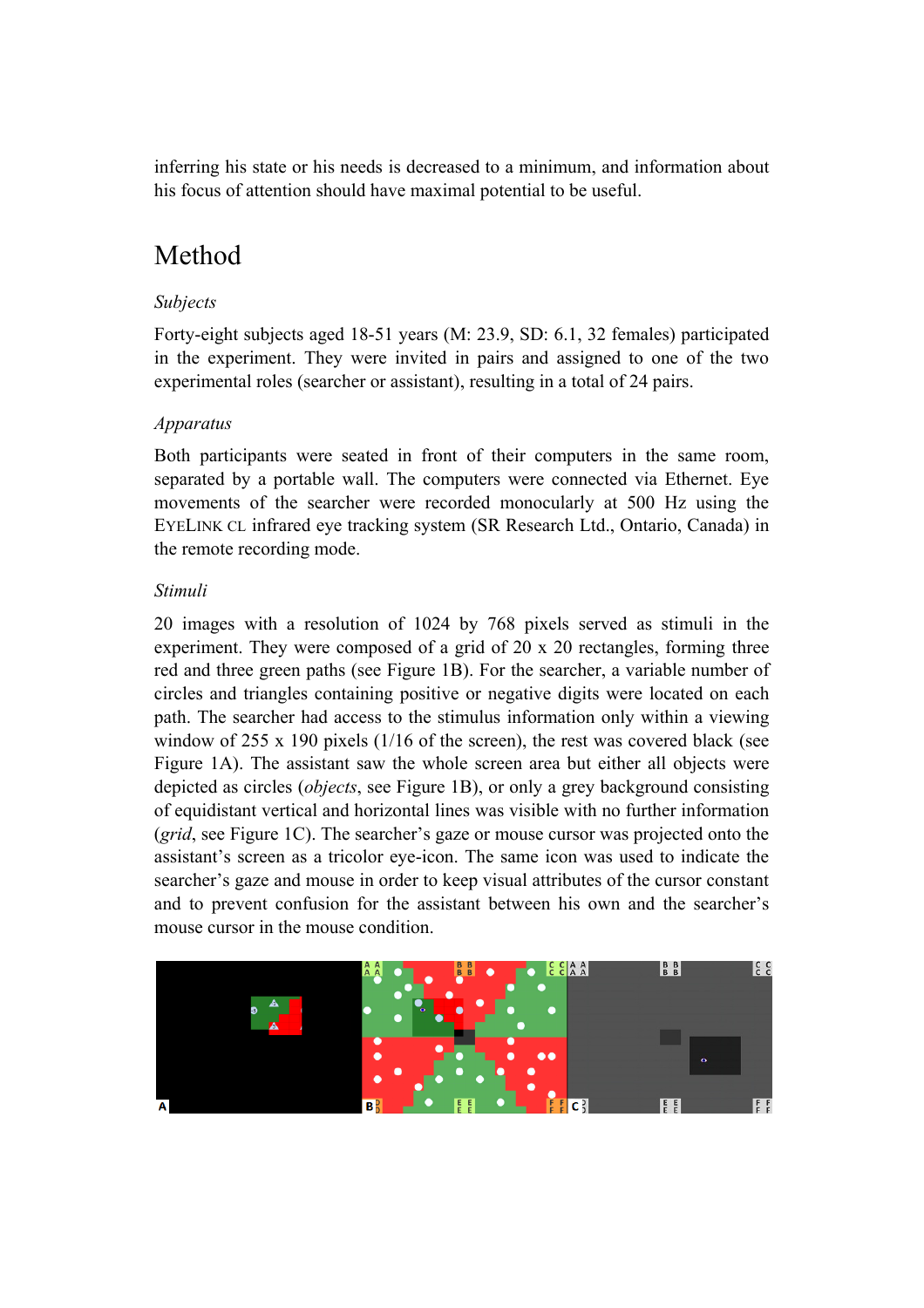inferring his state or his needs is decreased to a minimum, and information about his focus of attention should have maximal potential to be useful.

# Method

### *Subjects*

Forty-eight subjects aged 18-51 years (M: 23.9, SD: 6.1, 32 females) participated in the experiment. They were invited in pairs and assigned to one of the two experimental roles (searcher or assistant), resulting in a total of 24 pairs.

### *Apparatus*

Both participants were seated in front of their computers in the same room, separated by a portable wall. The computers were connected via Ethernet. Eye movements of the searcher were recorded monocularly at 500 Hz using the EYELINK CL infrared eye tracking system (SR Research Ltd., Ontario, Canada) in the remote recording mode.

### *Stimuli*

20 images with a resolution of 1024 by 768 pixels served as stimuli in the experiment. They were composed of a grid of 20 x 20 rectangles, forming three red and three green paths (see Figure 1B). For the searcher, a variable number of circles and triangles containing positive or negative digits were located on each path. The searcher had access to the stimulus information only within a viewing window of 255 x 190 pixels (1/16 of the screen), the rest was covered black (see Figure 1A). The assistant saw the whole screen area but either all objects were depicted as circles (*objects*, see Figure 1B), or only a grey background consisting of equidistant vertical and horizontal lines was visible with no further information (*grid*, see Figure 1C). The searcher's gaze or mouse cursor was projected onto the assistant's screen as a tricolor eye-icon. The same icon was used to indicate the searcher's gaze and mouse in order to keep visual attributes of the cursor constant and to prevent confusion for the assistant between his own and the searcher's mouse cursor in the mouse condition.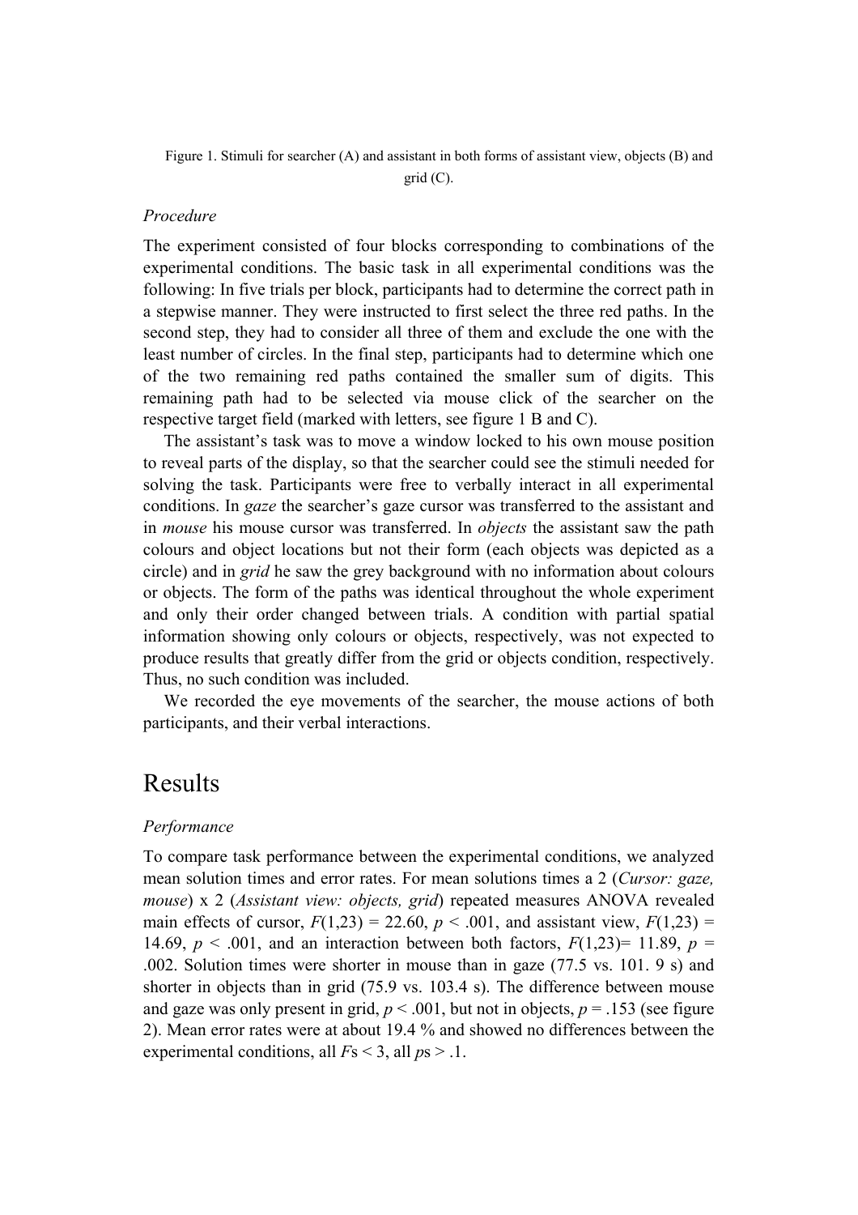Figure 1. Stimuli for searcher (A) and assistant in both forms of assistant view, objects (B) and grid (C).

### *Procedure*

The experiment consisted of four blocks corresponding to combinations of the experimental conditions. The basic task in all experimental conditions was the following: In five trials per block, participants had to determine the correct path in a stepwise manner. They were instructed to first select the three red paths. In the second step, they had to consider all three of them and exclude the one with the least number of circles. In the final step, participants had to determine which one of the two remaining red paths contained the smaller sum of digits. This remaining path had to be selected via mouse click of the searcher on the respective target field (marked with letters, see figure 1 B and C).

The assistant's task was to move a window locked to his own mouse position to reveal parts of the display, so that the searcher could see the stimuli needed for solving the task. Participants were free to verbally interact in all experimental conditions. In *gaze* the searcher's gaze cursor was transferred to the assistant and in *mouse* his mouse cursor was transferred. In *objects* the assistant saw the path colours and object locations but not their form (each objects was depicted as a circle) and in *grid* he saw the grey background with no information about colours or objects. The form of the paths was identical throughout the whole experiment and only their order changed between trials. A condition with partial spatial information showing only colours or objects, respectively, was not expected to produce results that greatly differ from the grid or objects condition, respectively. Thus, no such condition was included.

We recorded the eye movements of the searcher, the mouse actions of both participants, and their verbal interactions.

# Results

### *Performance*

To compare task performance between the experimental conditions, we analyzed mean solution times and error rates. For mean solutions times a 2 (*Cursor: gaze, mouse*) x 2 (*Assistant view: objects, grid*) repeated measures ANOVA revealed main effects of cursor, $F(1,23) = 22.60$, $p < .001$, and assistant view, $F(1,23) = 14.69$, $p < .001$, and an interaction between both factors, $F(1,23) = 11.89$, $p = .002$. Solution times were shorter in mouse than in gaze (77.5 vs. 101. 9 s) and shorter in objects than in grid (75.9 vs. 103.4 s). The difference between mouse and gaze was only present in grid, $p < .001$, but not in objects, $p = .153$ (see figure 2). Mean error rates were at about 19.4 % and showed no differences between the experimental conditions, all $F\text{s} < 3$, all $p\text{s} > .1$.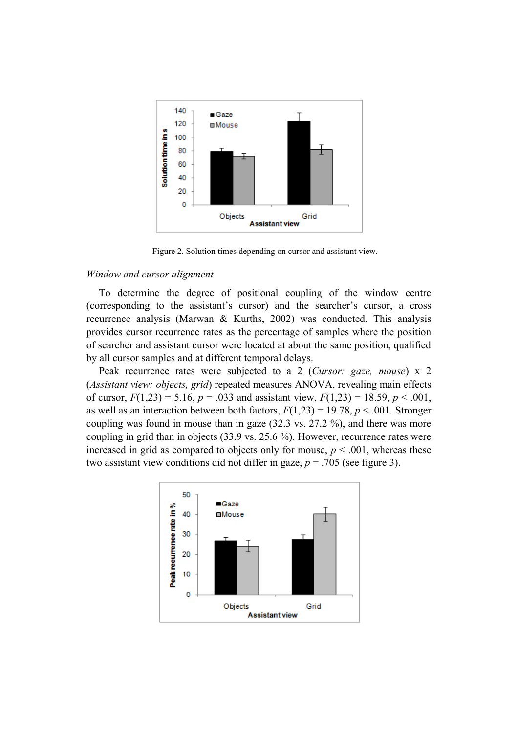Figure 2. Solution times depending on cursor and assistant view.

*Window and cursor alignment*

To determine the degree of positional coupling of the window centre (corresponding to the assistant's cursor) and the searcher's cursor, a cross recurrence analysis (Marwan & Kurths, 2002) was conducted. This analysis provides cursor recurrence rates as the percentage of samples where the position of searcher and assistant cursor were located at about the same position, qualified by all cursor samples and at different temporal delays.

Peak recurrence rates were subjected to a 2 (*Cursor: gaze, mouse*) x 2 (*Assistant view: objects, grid*) repeated measures ANOVA, revealing main effects of cursor, $F(1,23) = 5.16$, $p = .033$ and assistant view, $F(1,23) = 18.59$, $p < .001$, as well as an interaction between both factors, $F(1,23) = 19.78$, $p < .001$. Stronger coupling was found in mouse than in gaze (32.3 vs. 27.2 %), and there was more coupling in grid than in objects (33.9 vs. 25.6 %). However, recurrence rates were increased in grid as compared to objects only for mouse, $p < .001$, whereas these two assistant view conditions did not differ in gaze, $p = .705$ (see figure 3).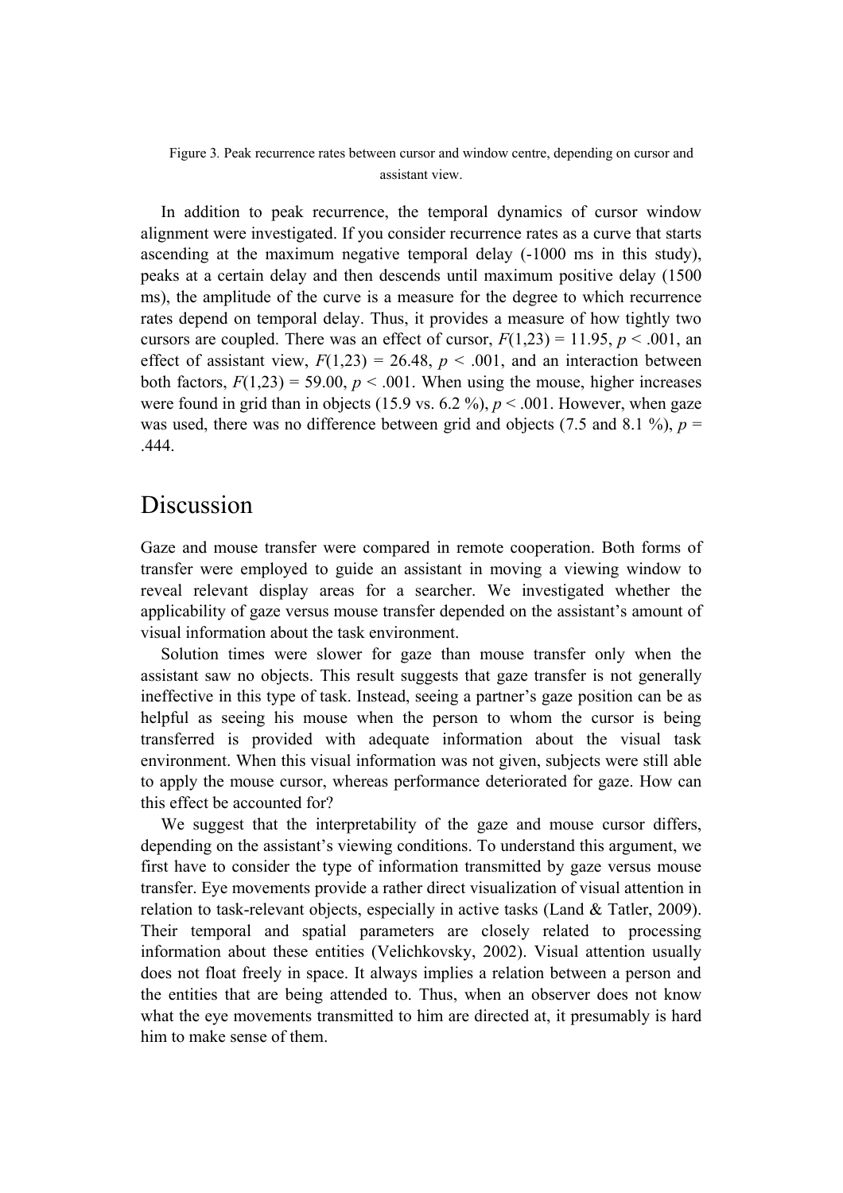Figure 3. Peak recurrence rates between cursor and window centre, depending on cursor and assistant view.

In addition to peak recurrence, the temporal dynamics of cursor window alignment were investigated. If you consider recurrence rates as a curve that starts ascending at the maximum negative temporal delay (-1000 ms in this study), peaks at a certain delay and then descends until maximum positive delay (1500 ms), the amplitude of the curve is a measure for the degree to which recurrence rates depend on temporal delay. Thus, it provides a measure of how tightly two cursors are coupled. There was an effect of cursor, $F(1,23) = 11.95$, $p < .001$, an effect of assistant view, $F(1,23) = 26.48$, $p < .001$, and an interaction between both factors, $F(1,23) = 59.00$, $p < .001$. When using the mouse, higher increases were found in grid than in objects (15.9 vs. 6.2 %), $p < .001$. However, when gaze was used, there was no difference between grid and objects (7.5 and 8.1 %), $p = .444$.

# Discussion

Gaze and mouse transfer were compared in remote cooperation. Both forms of transfer were employed to guide an assistant in moving a viewing window to reveal relevant display areas for a searcher. We investigated whether the applicability of gaze versus mouse transfer depended on the assistant's amount of visual information about the task environment.

Solution times were slower for gaze than mouse transfer only when the assistant saw no objects. This result suggests that gaze transfer is not generally ineffective in this type of task. Instead, seeing a partner's gaze position can be as helpful as seeing his mouse when the person to whom the cursor is being transferred is provided with adequate information about the visual task environment. When this visual information was not given, subjects were still able to apply the mouse cursor, whereas performance deteriorated for gaze. How can this effect be accounted for?

We suggest that the interpretability of the gaze and mouse cursor differs, depending on the assistant's viewing conditions. To understand this argument, we first have to consider the type of information transmitted by gaze versus mouse transfer. Eye movements provide a rather direct visualization of visual attention in relation to task-relevant objects, especially in active tasks (Land & Tatler, 2009). Their temporal and spatial parameters are closely related to processing information about these entities (Velichkovsky, 2002). Visual attention usually does not float freely in space. It always implies a relation between a person and the entities that are being attended to. Thus, when an observer does not know what the eye movements transmitted to him are directed at, it presumably is hard him to make sense of them.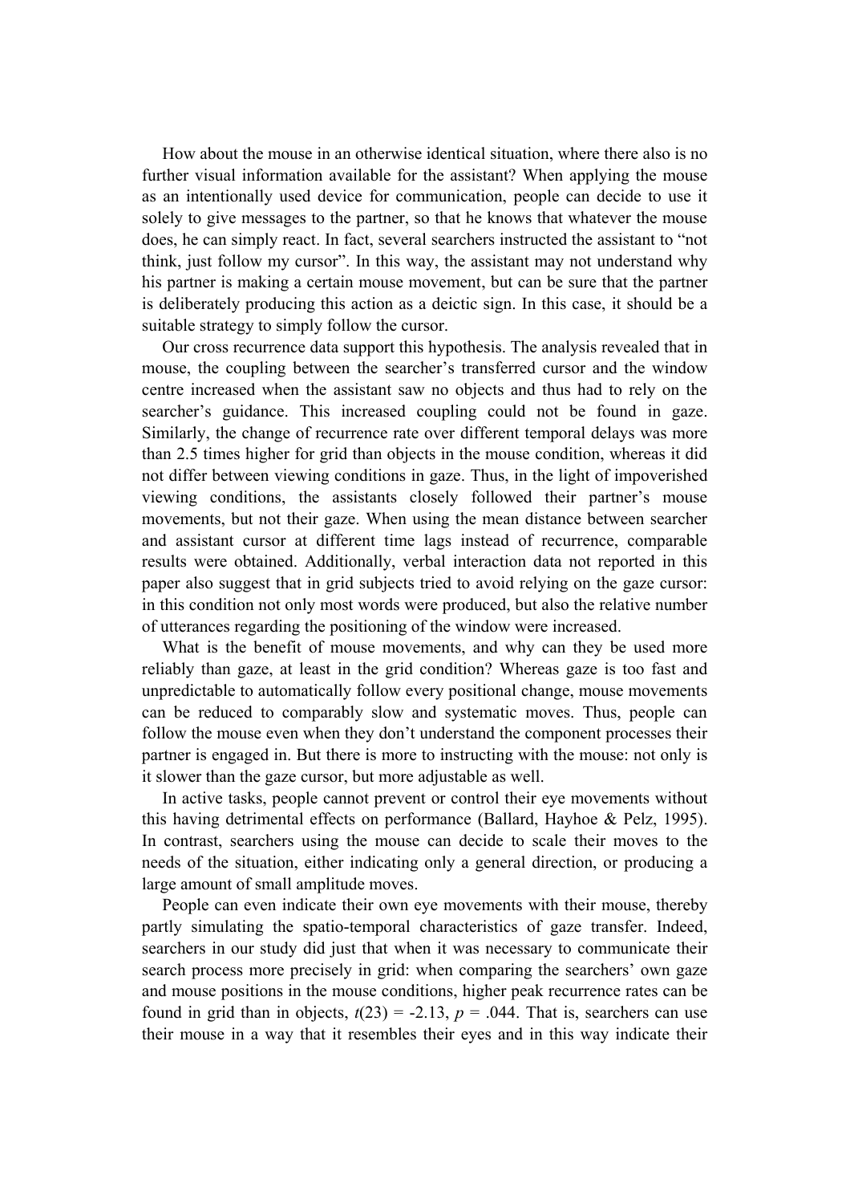How about the mouse in an otherwise identical situation, where there also is no further visual information available for the assistant? When applying the mouse as an intentionally used device for communication, people can decide to use it solely to give messages to the partner, so that he knows that whatever the mouse does, he can simply react. In fact, several searchers instructed the assistant to "not think, just follow my cursor". In this way, the assistant may not understand why his partner is making a certain mouse movement, but can be sure that the partner is deliberately producing this action as a deictic sign. In this case, it should be a suitable strategy to simply follow the cursor.

Our cross recurrence data support this hypothesis. The analysis revealed that in mouse, the coupling between the searcher's transferred cursor and the window centre increased when the assistant saw no objects and thus had to rely on the searcher's guidance. This increased coupling could not be found in gaze. Similarly, the change of recurrence rate over different temporal delays was more than 2.5 times higher for grid than objects in the mouse condition, whereas it did not differ between viewing conditions in gaze. Thus, in the light of impoverished viewing conditions, the assistants closely followed their partner's mouse movements, but not their gaze. When using the mean distance between searcher and assistant cursor at different time lags instead of recurrence, comparable results were obtained. Additionally, verbal interaction data not reported in this paper also suggest that in grid subjects tried to avoid relying on the gaze cursor: in this condition not only most words were produced, but also the relative number of utterances regarding the positioning of the window were increased.

What is the benefit of mouse movements, and why can they be used more reliably than gaze, at least in the grid condition? Whereas gaze is too fast and unpredictable to automatically follow every positional change, mouse movements can be reduced to comparably slow and systematic moves. Thus, people can follow the mouse even when they don't understand the component processes their partner is engaged in. But there is more to instructing with the mouse: not only is it slower than the gaze cursor, but more adjustable as well.

In active tasks, people cannot prevent or control their eye movements without this having detrimental effects on performance (Ballard, Hayhoe & Pelz, 1995). In contrast, searchers using the mouse can decide to scale their moves to the needs of the situation, either indicating only a general direction, or producing a large amount of small amplitude moves.

People can even indicate their own eye movements with their mouse, thereby partly simulating the spatio-temporal characteristics of gaze transfer. Indeed, searchers in our study did just that when it was necessary to communicate their search process more precisely in grid: when comparing the searchers' own gaze and mouse positions in the mouse conditions, higher peak recurrence rates can be found in grid than in objects, $t(23) = -2.13$, $p = .044$. That is, searchers can use their mouse in a way that it resembles their eyes and in this way indicate their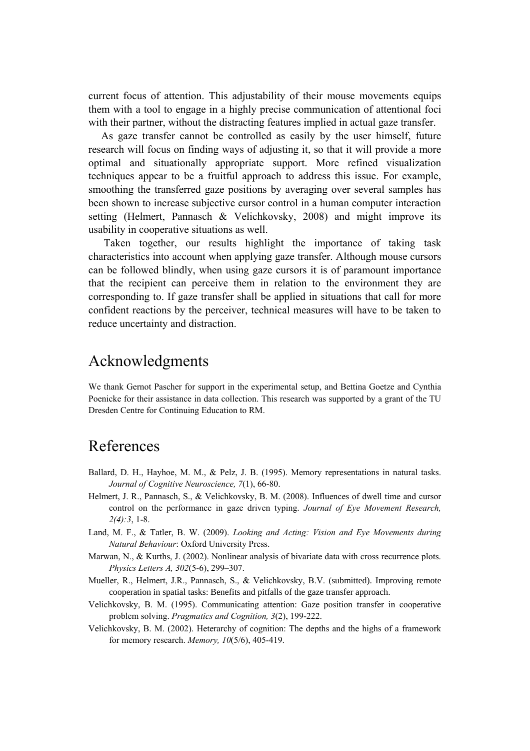current focus of attention. This adjustability of their mouse movements equips them with a tool to engage in a highly precise communication of attentional foci with their partner, without the distracting features implied in actual gaze transfer.

As gaze transfer cannot be controlled as easily by the user himself, future research will focus on finding ways of adjusting it, so that it will provide a more optimal and situationally appropriate support. More refined visualization techniques appear to be a fruitful approach to address this issue. For example, smoothing the transferred gaze positions by averaging over several samples has been shown to increase subjective cursor control in a human computer interaction setting (Helmert, Pannasch & Velichkovsky, 2008) and might improve its usability in cooperative situations as well.

Taken together, our results highlight the importance of taking task characteristics into account when applying gaze transfer. Although mouse cursors can be followed blindly, when using gaze cursors it is of paramount importance that the recipient can perceive them in relation to the environment they are corresponding to. If gaze transfer shall be applied in situations that call for more confident reactions by the perceiver, technical measures will have to be taken to reduce uncertainty and distraction.

# Acknowledgments

We thank Gernot Pascher for support in the experimental setup, and Bettina Goetze and Cynthia Poenicke for their assistance in data collection. This research was supported by a grant of the TU Dresden Centre for Continuing Education to RM.

# References

Ballard, D. H., Hayhoe, M. M., & Pelz, J. B. (1995). Memory representations in natural tasks. *Journal of Cognitive Neuroscience, 7*(1), 66-80.

Helmert, J. R., Pannasch, S., & Velichkovsky, B. M. (2008). Influences of dwell time and cursor control on the performance in gaze driven typing. *Journal of Eye Movement Research, 2(4):3*, 1-8.

Land, M. F., & Tatler, B. W. (2009). *Looking and Acting: Vision and Eye Movements during Natural Behaviour*: Oxford University Press.

Marwan, N., & Kurths, J. (2002). Nonlinear analysis of bivariate data with cross recurrence plots. *Physics Letters A, 302*(5-6), 299–307.

Mueller, R., Helmert, J.R., Pannasch, S., & Velichkovsky, B.V. (submitted). Improving remote cooperation in spatial tasks: Benefits and pitfalls of the gaze transfer approach.

Velichkovsky, B. M. (1995). Communicating attention: Gaze position transfer in cooperative problem solving. *Pragmatics and Cognition, 3*(2), 199-222.

Velichkovsky, B. M. (2002). Heterarchy of cognition: The depths and the highs of a framework for memory research. *Memory, 10*(5/6), 405-419.